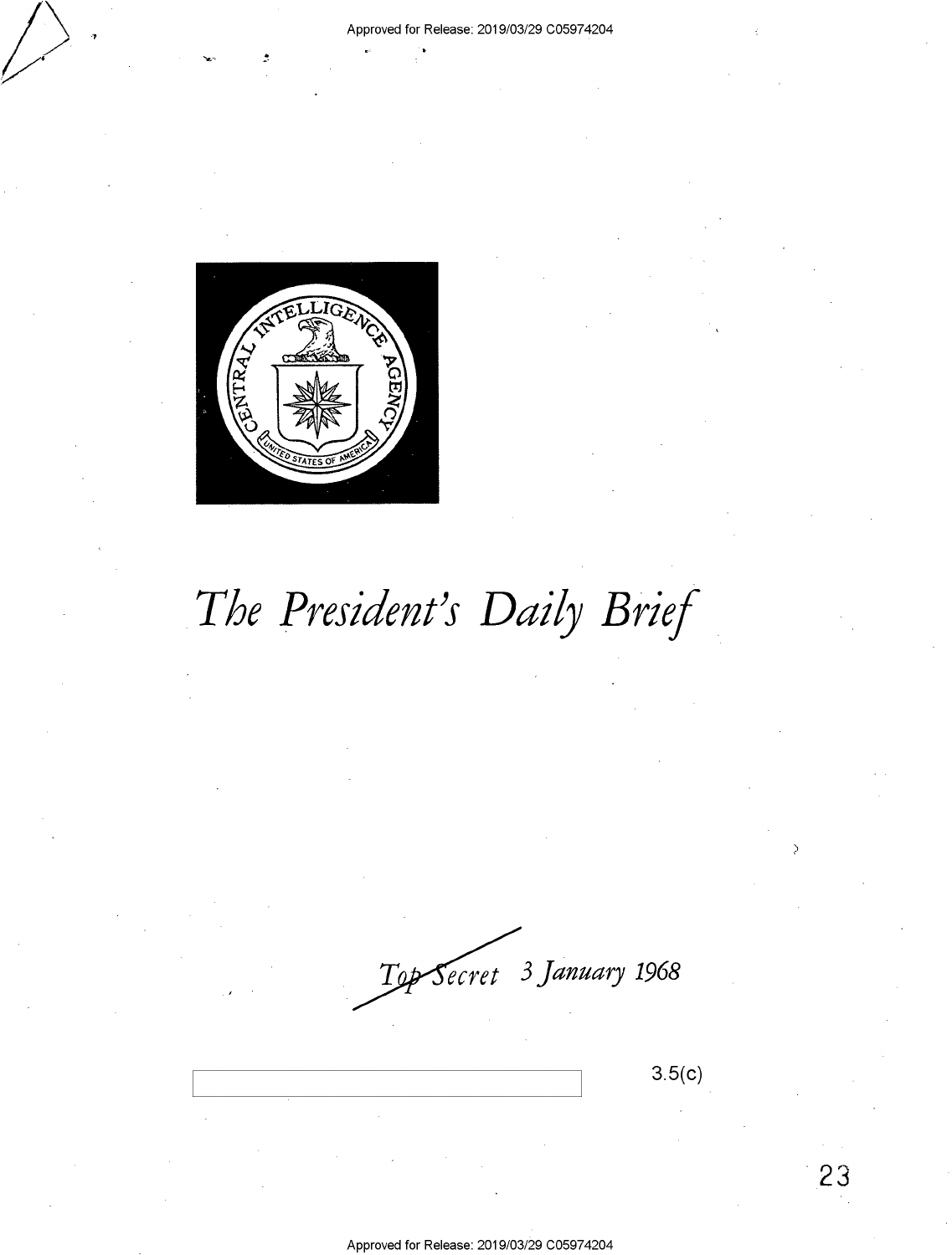Approved for Release: 2019/03/29 C05974204

# *The President's Daily Brief*

*Top Secret* *3 January 1968*

3.5(c)

Approved for Release: 2019/03/29 C05974204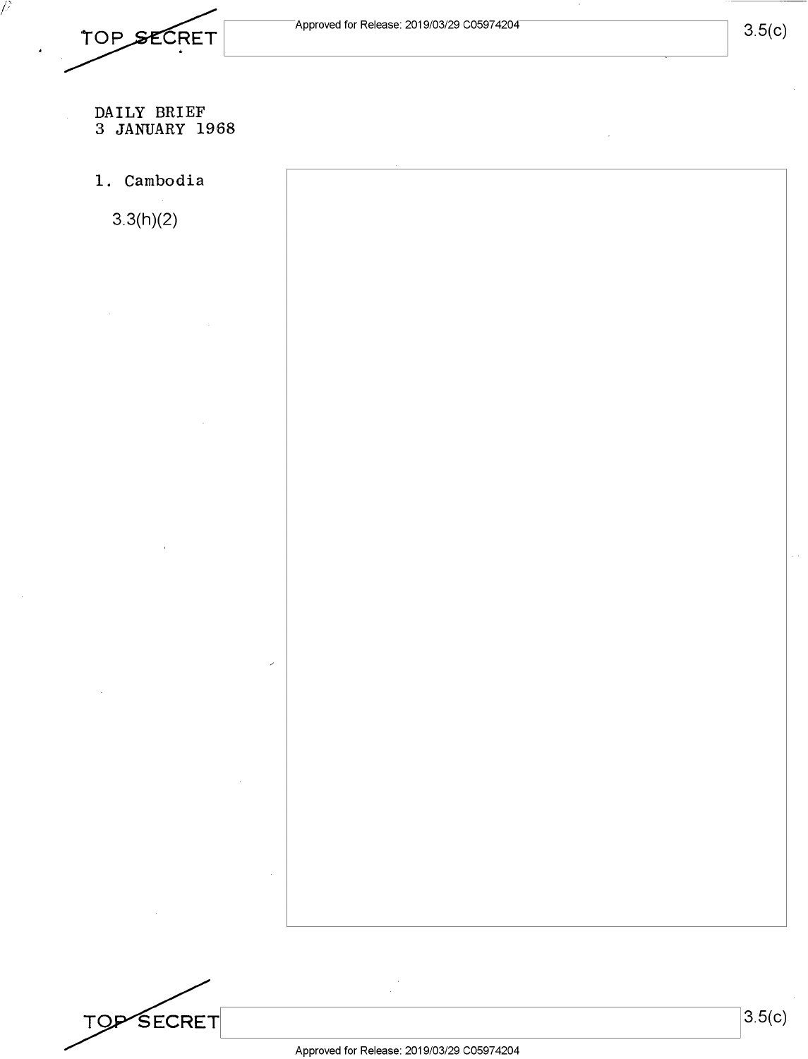DAILY BRIEF
3 JANUARY 1968

1. Cambodia

3.3(h)(2)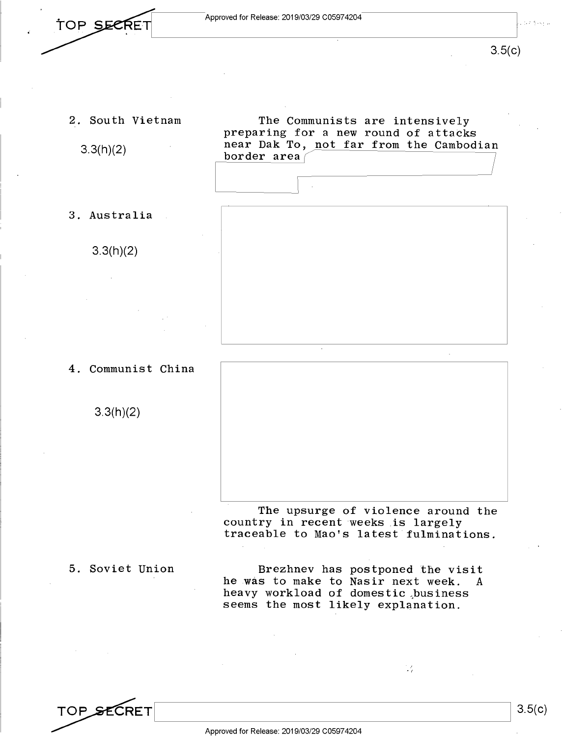2. South Vietnam

3.3(h)(2)

The Communists are intensively preparing for a new round of attacks near Dak To, not far from the Cambodian border area

3. Australia

3.3(h)(2)

4. Communist China

3.3(h)(2)

The upsurge of violence around the country in recent weeks is largely traceable to Mao's latest fulminations.

5. Soviet Union

Brezhnev has postponed the visit he was to make to Nasir next week. A heavy workload of domestic business seems the most likely explanation.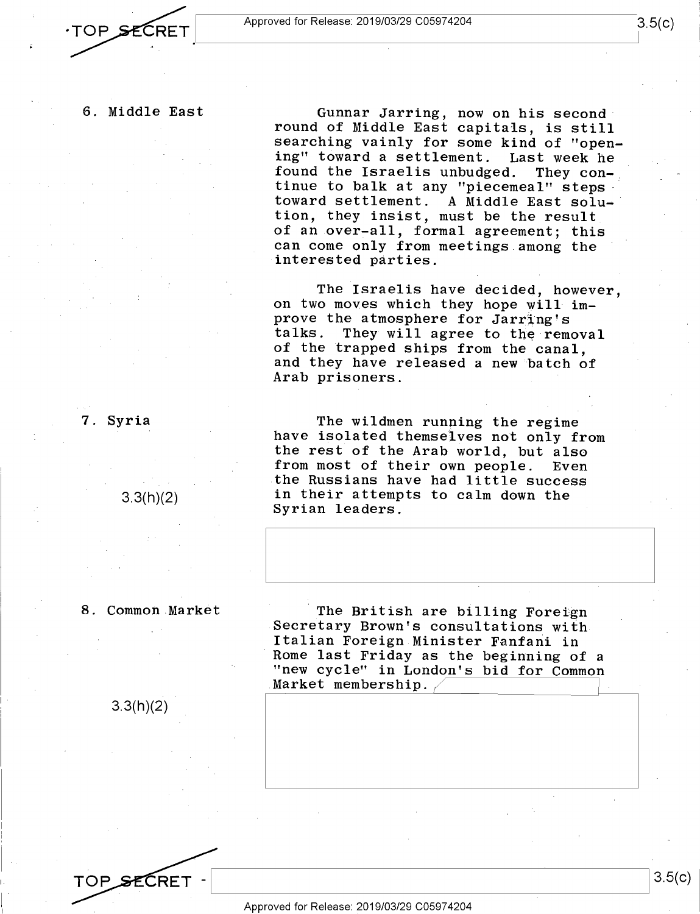6. Middle East

Gunnar Jarring, now on his second round of Middle East capitals, is still searching vainly for some kind of "opening" toward a settlement. Last week he found the Israelis unbudged. They continue to balk at any "piecemeal" steps toward settlement. A Middle East solution, they insist, must be the result of an over-all, formal agreement; this can come only from meetings among the interested parties.

The Israelis have decided, however, on two moves which they hope will improve the atmosphere for Jarring's talks. They will agree to the removal of the trapped ships from the canal, and they have released a new batch of Arab prisoners.

7. Syria

3.3(h)(2)

The wildmen running the regime have isolated themselves not only from the rest of the Arab world, but also from most of their own people. Even the Russians have had little success in their attempts to calm down the Syrian leaders.

8. Common Market

3.3(h)(2)

The British are billing Foreign Secretary Brown's consultations with Italian Foreign Minister Fanfani in Rome last Friday as the beginning of a "new cycle" in London's bid for Common Market membership.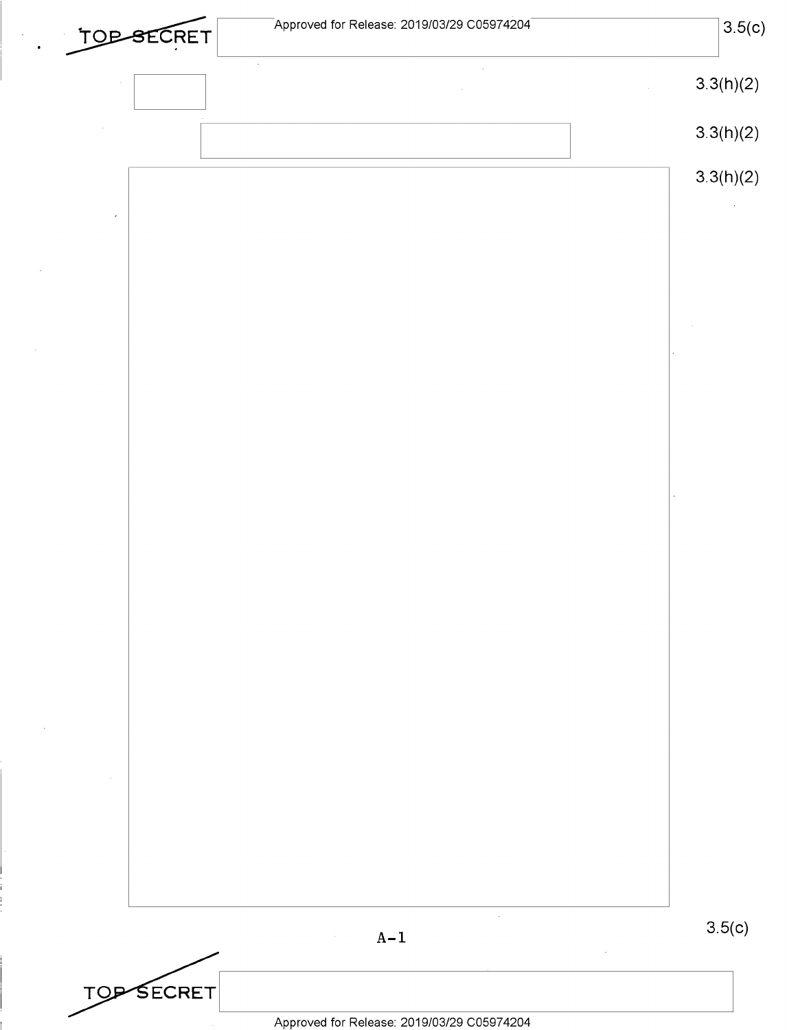3.5(c)

3.3(h)(2)

3.3(h)(2)

3.3(h)(2)

3.5(c)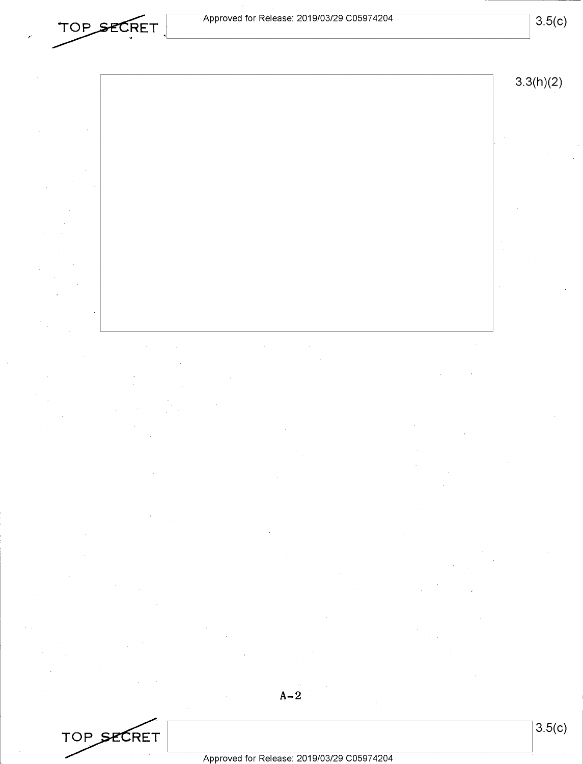TOP SECRET

Approved for Release: 2019/03/29 C05974204

3.5(c)

3.3(h)(2)

TOP SECRET

3.5(c)

Approved for Release: 2019/03/29 C05974204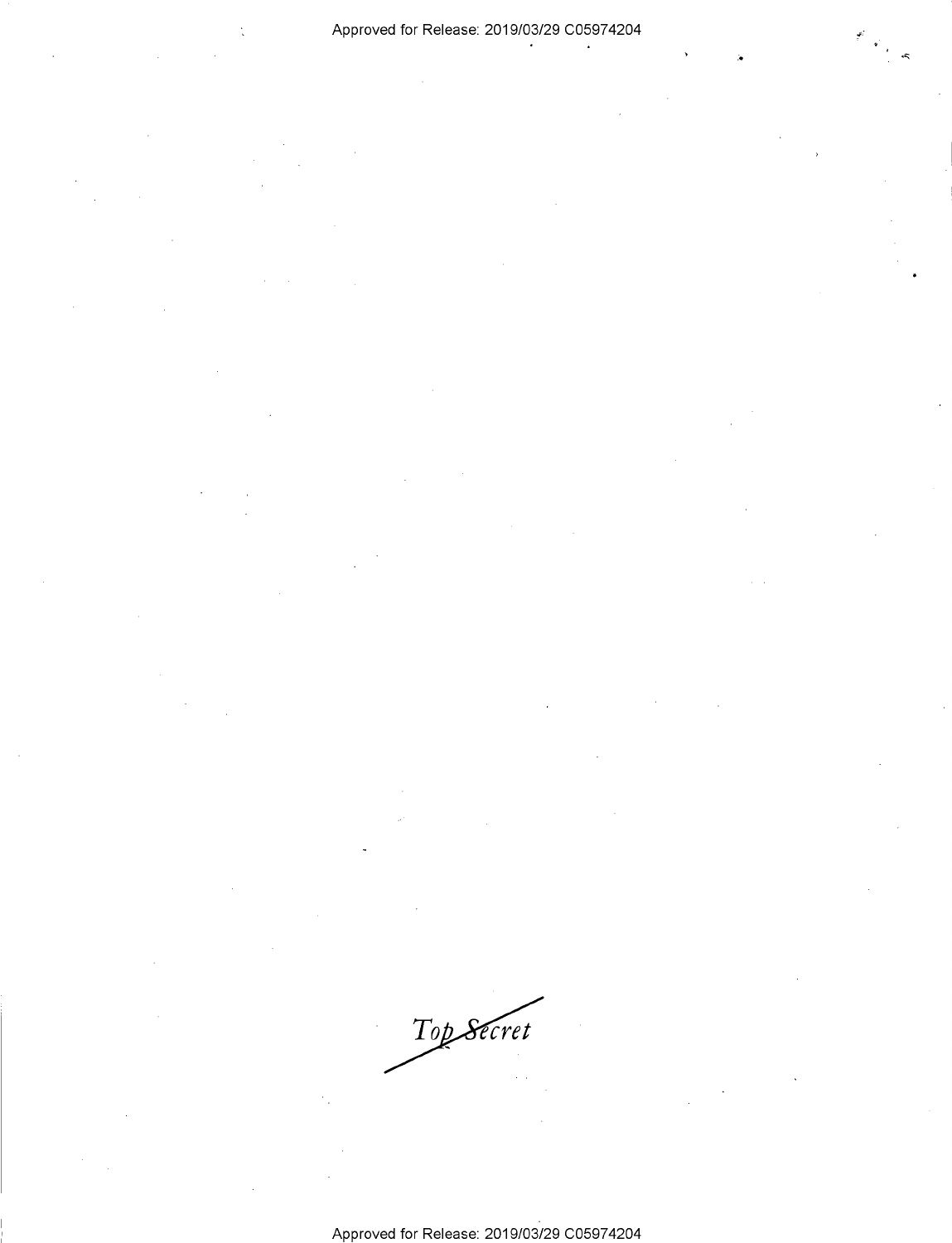*Top Secret*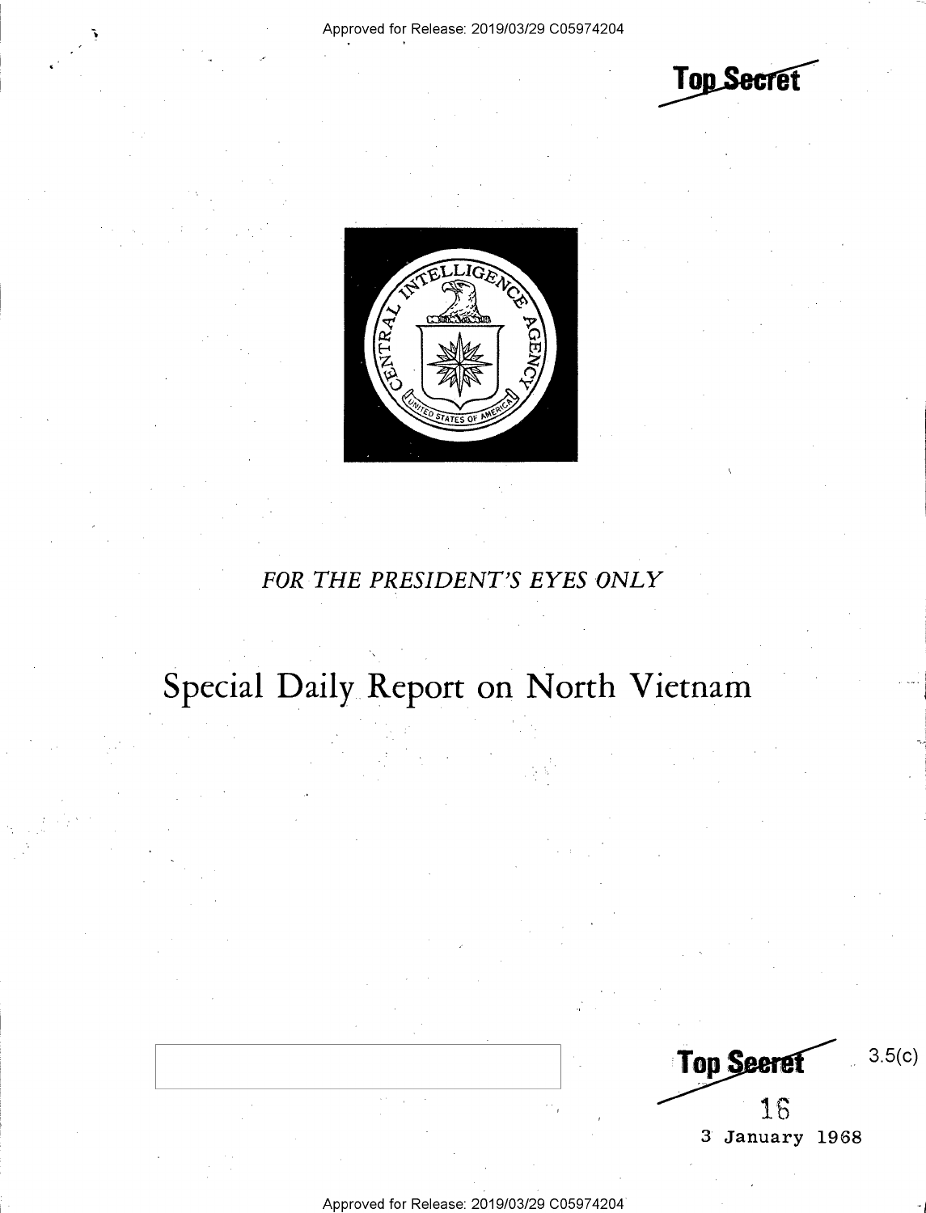Top Secret

FOR THE PRESIDENT'S EYES ONLY

# Special Daily Report on North Vietnam

Top Secret

3.5(c)

16

3 January 1968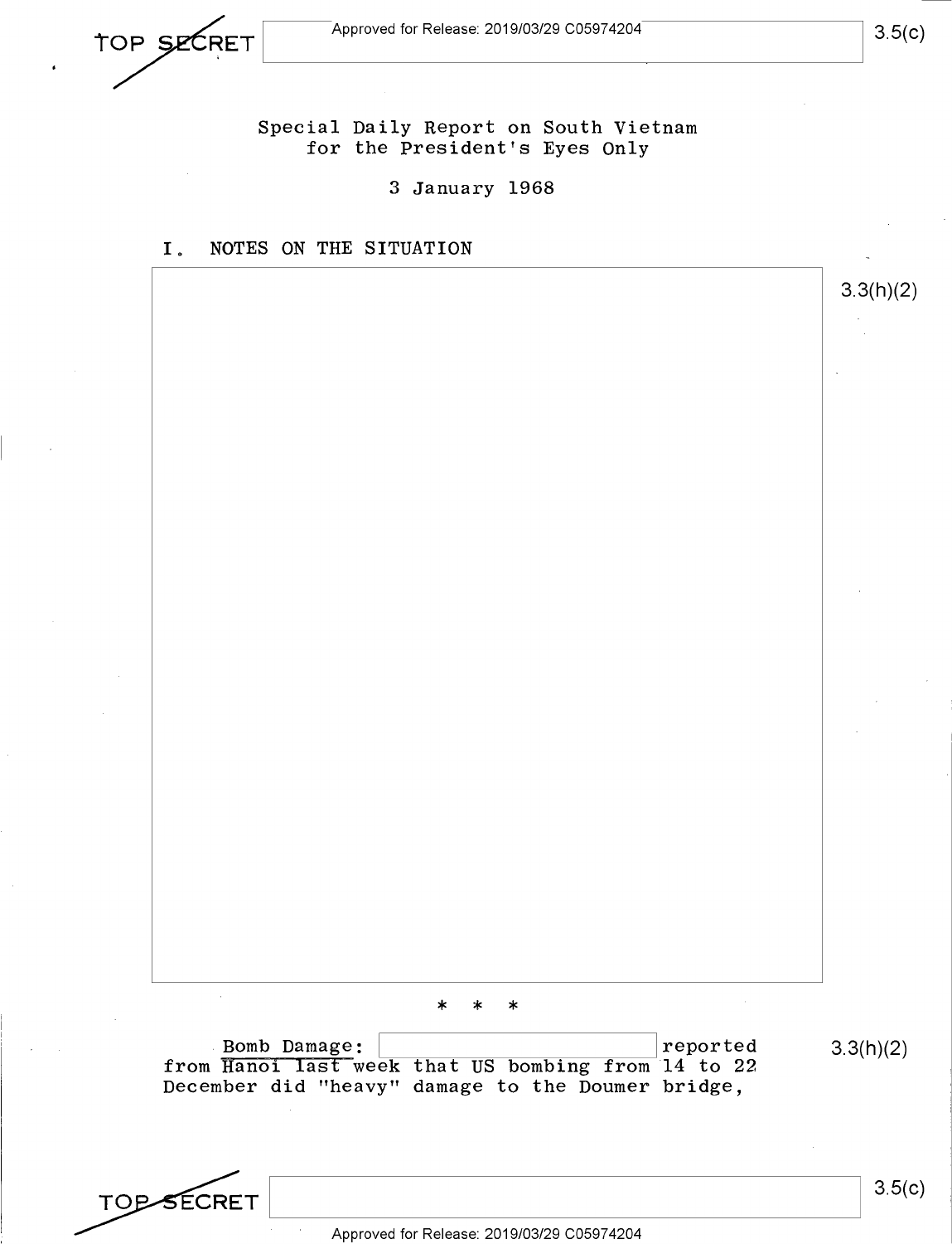TOP SECRET

3.5(c)

Special Daily Report on South Vietnam
for the President's Eyes Only

3 January 1968

## I. NOTES ON THE SITUATION

3.3(h)(2)

\* \* \*

Bomb Damage: [redacted] reported from Hanoi last week that US bombing from 14 to 22 December did "heavy" damage to the Doumer bridge,

3.3(h)(2)

TOP SECRET

3.5(c)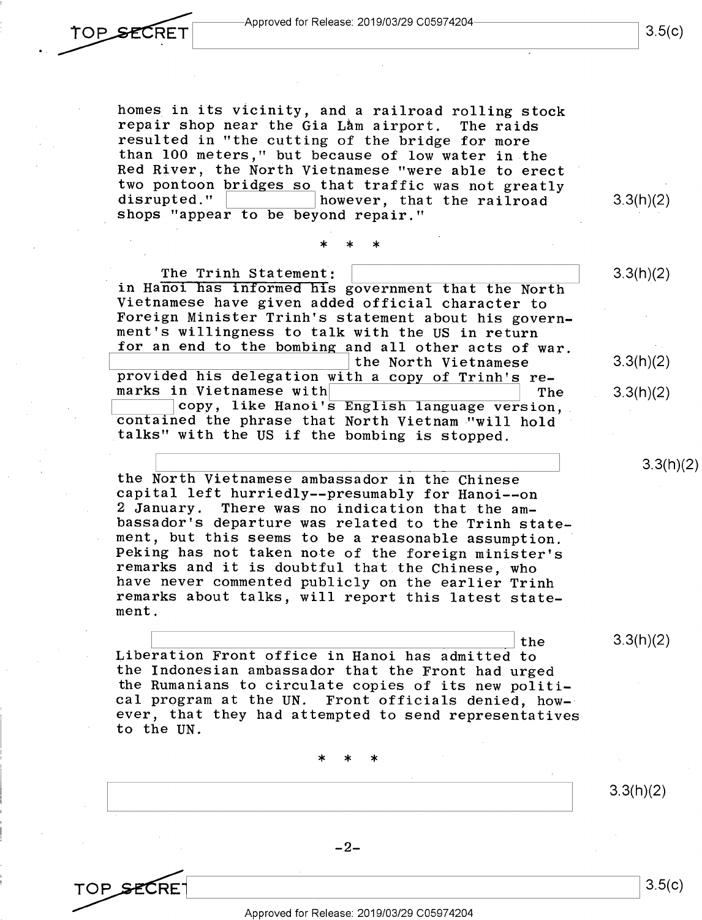homes in its vicinity, and a railroad rolling stock repair shop near the Gia Lâm airport. The raids resulted in "the cutting of the bridge for more than 100 meters," but because of low water in the Red River, the North Vietnamese "were able to erect two pontoon bridges so that traffic was not greatly disrupted." [redacted] however, that the railroad shops "appear to be beyond repair." 3.3(h)(2)

\* \* \*

The Trinh Statement: [redacted] in Hanoi has informed his government that the North Vietnamese have given added official character to Foreign Minister Trinh's statement about his government's willingness to talk with the US in return for an end to the bombing and all other acts of war. [redacted] the North Vietnamese provided his delegation with a copy of Trinh's remarks in Vietnamese with [redacted] The [redacted] copy, like Hanoi's English language version, contained the phrase that North Vietnam "will hold talks" with the US if the bombing is stopped. 3.3(h)(2)

[redacted] the North Vietnamese ambassador in the Chinese capital left hurriedly--presumably for Hanoi--on 2 January. There was no indication that the ambassador's departure was related to the Trinh statement, but this seems to be a reasonable assumption. Peking has not taken note of the foreign minister's remarks and it is doubtful that the Chinese, who have never commented publicly on the earlier Trinh remarks about talks, will report this latest statement. 3.3(h)(2)

[redacted] the Liberation Front office in Hanoi has admitted to the Indonesian ambassador that the Front had urged the Rumanians to circulate copies of its new political program at the UN. Front officials denied, however, that they had attempted to send representatives to the UN. 3.3(h)(2)

\* \* \*

[redacted] 3.3(h)(2)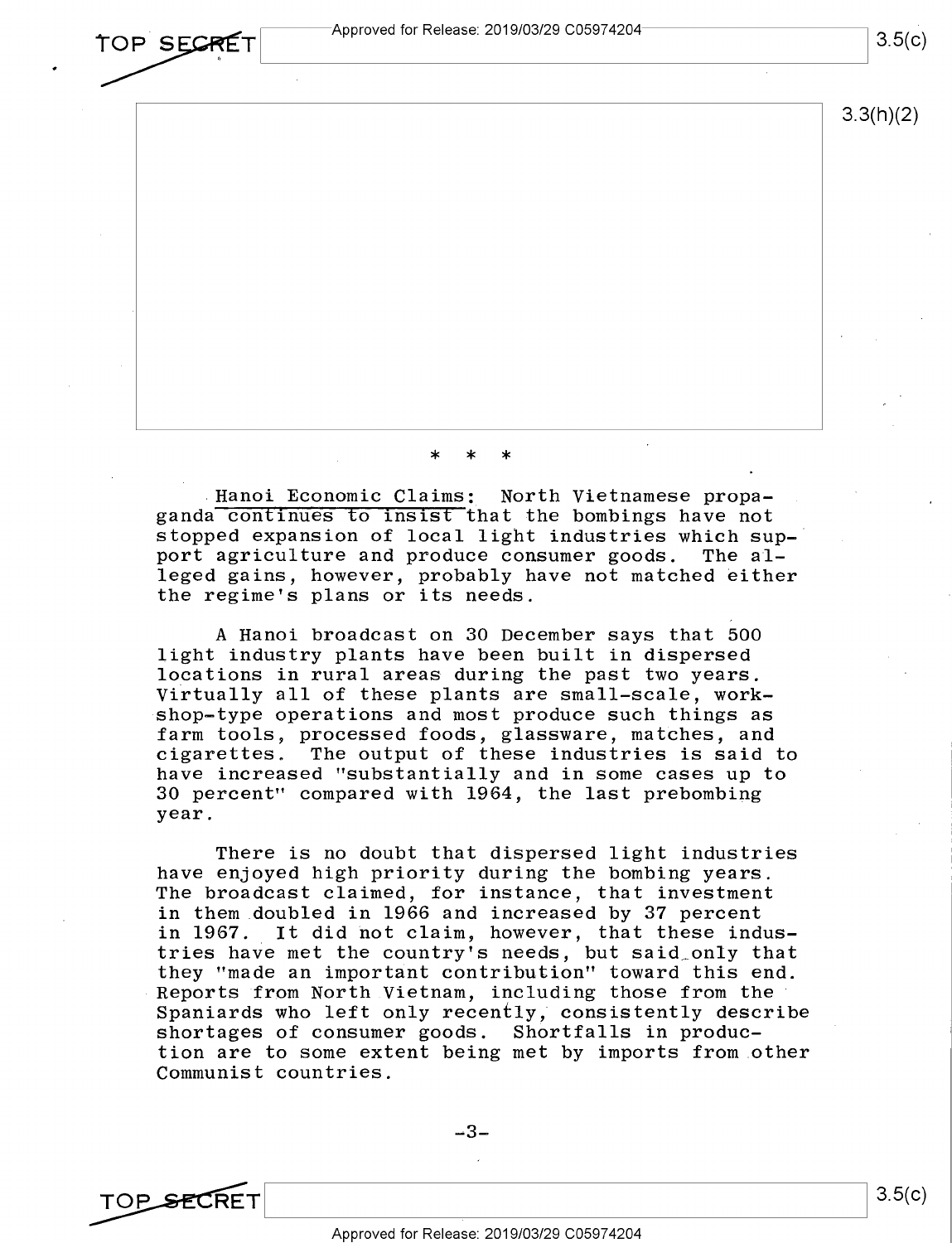\* \* \*

Hanoi Economic Claims: North Vietnamese propaganda continues to insist that the bombings have not stopped expansion of local light industries which support agriculture and produce consumer goods. The alleged gains, however, probably have not matched either the regime's plans or its needs.

A Hanoi broadcast on 30 December says that 500 light industry plants have been built in dispersed locations in rural areas during the past two years. Virtually all of these plants are small-scale, workshop-type operations and most produce such things as farm tools, processed foods, glassware, matches, and cigarettes. The output of these industries is said to have increased "substantially and in some cases up to 30 percent" compared with 1964, the last prebombing year.

There is no doubt that dispersed light industries have enjoyed high priority during the bombing years. The broadcast claimed, for instance, that investment in them doubled in 1966 and increased by 37 percent in 1967. It did not claim, however, that these industries have met the country's needs, but said only that they "made an important contribution" toward this end. Reports from North Vietnam, including those from the Spaniards who left only recently, consistently describe shortages of consumer goods. Shortfalls in production are to some extent being met by imports from other Communist countries.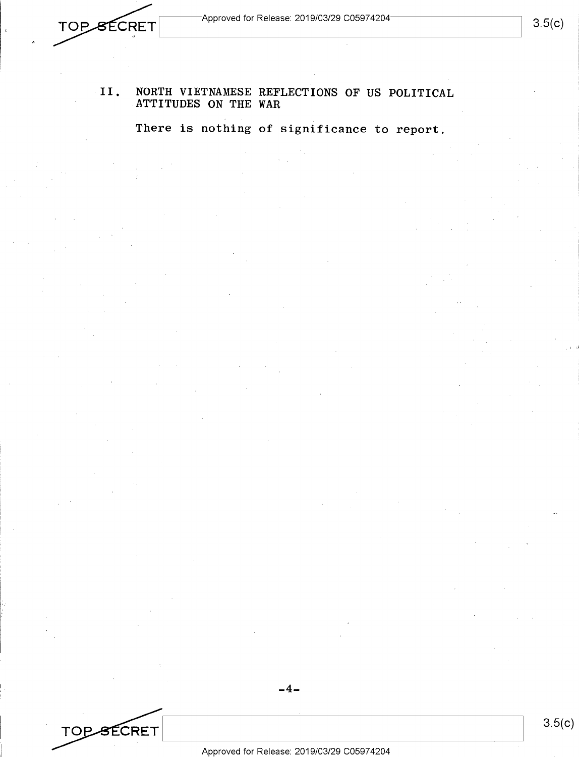## II. NORTH VIETNAMESE REFLECTIONS OF US POLITICAL ATTITUDES ON THE WAR

There is nothing of significance to report.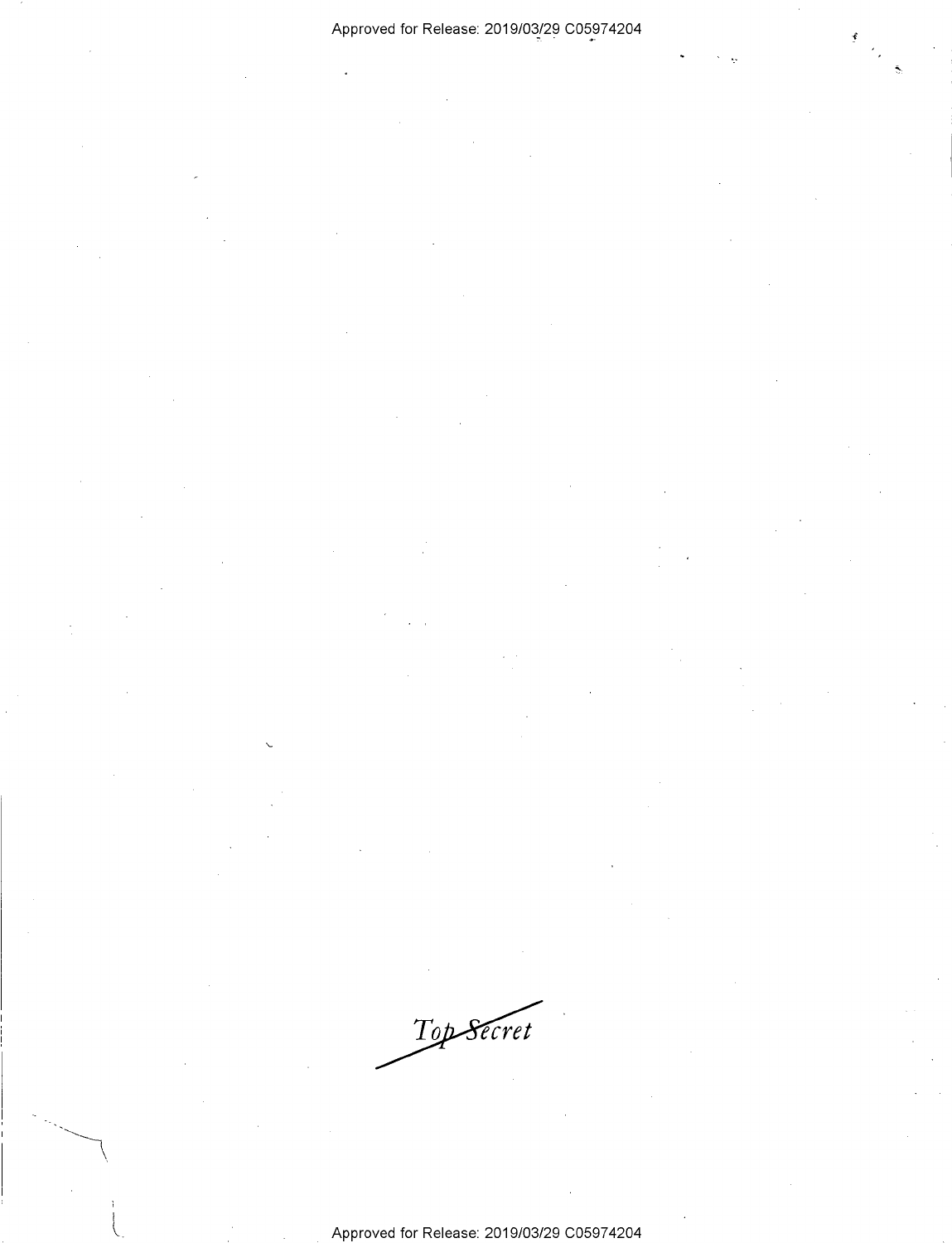Top Secret